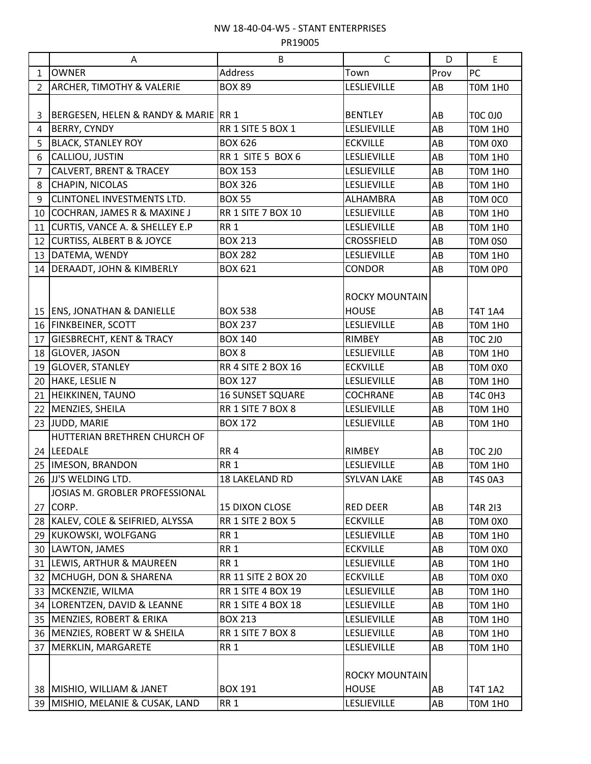NW 18-40-04-W5 - STANT ENTERPRISES

PR19005

| | A | B | C | D | E |
|---|---|---|---|---|---|
| 1 | OWNER | Address | Town | Prov | PC |
| 2 | ARCHER, TIMOTHY & VALERIE | BOX 89 | LESLIEVILLE | AB | T0M 1H0 |
| 3 | BERGESEN, HELEN & RANDY & MARIE | RR 1 | BENTLEY | AB | T0C 0J0 |
| 4 | BERRY, CYNDY | RR 1 SITE 5 BOX 1 | LESLIEVILLE | AB | T0M 1H0 |
| 5 | BLACK, STANLEY ROY | BOX 626 | ECKVILLE | AB | T0M 0X0 |
| 6 | CALLIOU, JUSTIN | RR 1 SITE 5 BOX 6 | LESLIEVILLE | AB | T0M 1H0 |
| 7 | CALVERT, BRENT & TRACEY | BOX 153 | LESLIEVILLE | AB | T0M 1H0 |
| 8 | CHAPIN, NICOLAS | BOX 326 | LESLIEVILLE | AB | T0M 1H0 |
| 9 | CLINTONEL INVESTMENTS LTD. | BOX 55 | ALHAMBRA | AB | T0M 0C0 |
| 10 | COCHRAN, JAMES R & MAXINE J | RR 1 SITE 7 BOX 10 | LESLIEVILLE | AB | T0M 1H0 |
| 11 | CURTIS, VANCE A. & SHELLEY E.P | RR 1 | LESLIEVILLE | AB | T0M 1H0 |
| 12 | CURTISS, ALBERT B & JOYCE | BOX 213 | CROSSFIELD | AB | T0M 0S0 |
| 13 | DATEMA, WENDY | BOX 282 | LESLIEVILLE | AB | T0M 1H0 |
| 14 | DERAADT, JOHN & KIMBERLY | BOX 621 | CONDOR | AB | T0M 0P0 |
| 15 | ENS, JONATHAN & DANIELLE | BOX 538 | ROCKY MOUNTAIN HOUSE | AB | T4T 1A4 |
| 16 | FINKBEINER, SCOTT | BOX 237 | LESLIEVILLE | AB | T0M 1H0 |
| 17 | GIESBRECHT, KENT & TRACY | BOX 140 | RIMBEY | AB | T0C 2J0 |
| 18 | GLOVER, JASON | BOX 8 | LESLIEVILLE | AB | T0M 1H0 |
| 19 | GLOVER, STANLEY | RR 4 SITE 2 BOX 16 | ECKVILLE | AB | T0M 0X0 |
| 20 | HAKE, LESLIE N | BOX 127 | LESLIEVILLE | AB | T0M 1H0 |
| 21 | HEIKKINEN, TAUNO | 16 SUNSET SQUARE | COCHRANE | AB | T4C 0H3 |
| 22 | MENZIES, SHEILA | RR 1 SITE 7 BOX 8 | LESLIEVILLE | AB | T0M 1H0 |
| 23 | JUDD, MARIE | BOX 172 | LESLIEVILLE | AB | T0M 1H0 |
| 24 | HUTTERIAN BRETHREN CHURCH OF LEEDALE | RR 4 | RIMBEY | AB | T0C 2J0 |
| 25 | IMESON, BRANDON | RR 1 | LESLIEVILLE | AB | T0M 1H0 |
| 26 | JJ'S WELDING LTD. | 18 LAKELAND RD | SYLVAN LAKE | AB | T4S 0A3 |
| 27 | JOSIAS M. GROBLER PROFESSIONAL CORP. | 15 DIXON CLOSE | RED DEER | AB | T4R 2I3 |
| 28 | KALEV, COLE & SEIFRIED, ALYSSA | RR 1 SITE 2 BOX 5 | ECKVILLE | AB | T0M 0X0 |
| 29 | KUKOWSKI, WOLFGANG | RR 1 | LESLIEVILLE | AB | T0M 1H0 |
| 30 | LAWTON, JAMES | RR 1 | ECKVILLE | AB | T0M 0X0 |
| 31 | LEWIS, ARTHUR & MAUREEN | RR 1 | LESLIEVILLE | AB | T0M 1H0 |
| 32 | MCHUGH, DON & SHARENA | RR 11 SITE 2 BOX 20 | ECKVILLE | AB | T0M 0X0 |
| 33 | MCKENZIE, WILMA | RR 1 SITE 4 BOX 19 | LESLIEVILLE | AB | T0M 1H0 |
| 34 | LORENTZEN, DAVID & LEANNE | RR 1 SITE 4 BOX 18 | LESLIEVILLE | AB | T0M 1H0 |
| 35 | MENZIES, ROBERT & ERIKA | BOX 213 | LESLIEVILLE | AB | T0M 1H0 |
| 36 | MENZIES, ROBERT W & SHEILA | RR 1 SITE 7 BOX 8 | LESLIEVILLE | AB | T0M 1H0 |
| 37 | MERKLIN, MARGARETE | RR 1 | LESLIEVILLE | AB | T0M 1H0 |
| 38 | MISHIO, WILLIAM & JANET | BOX 191 | ROCKY MOUNTAIN HOUSE | AB | T4T 1A2 |
| 39 | MISHIO, MELANIE & CUSAK, LAND | RR 1 | LESLIEVILLE | AB | T0M 1H0 |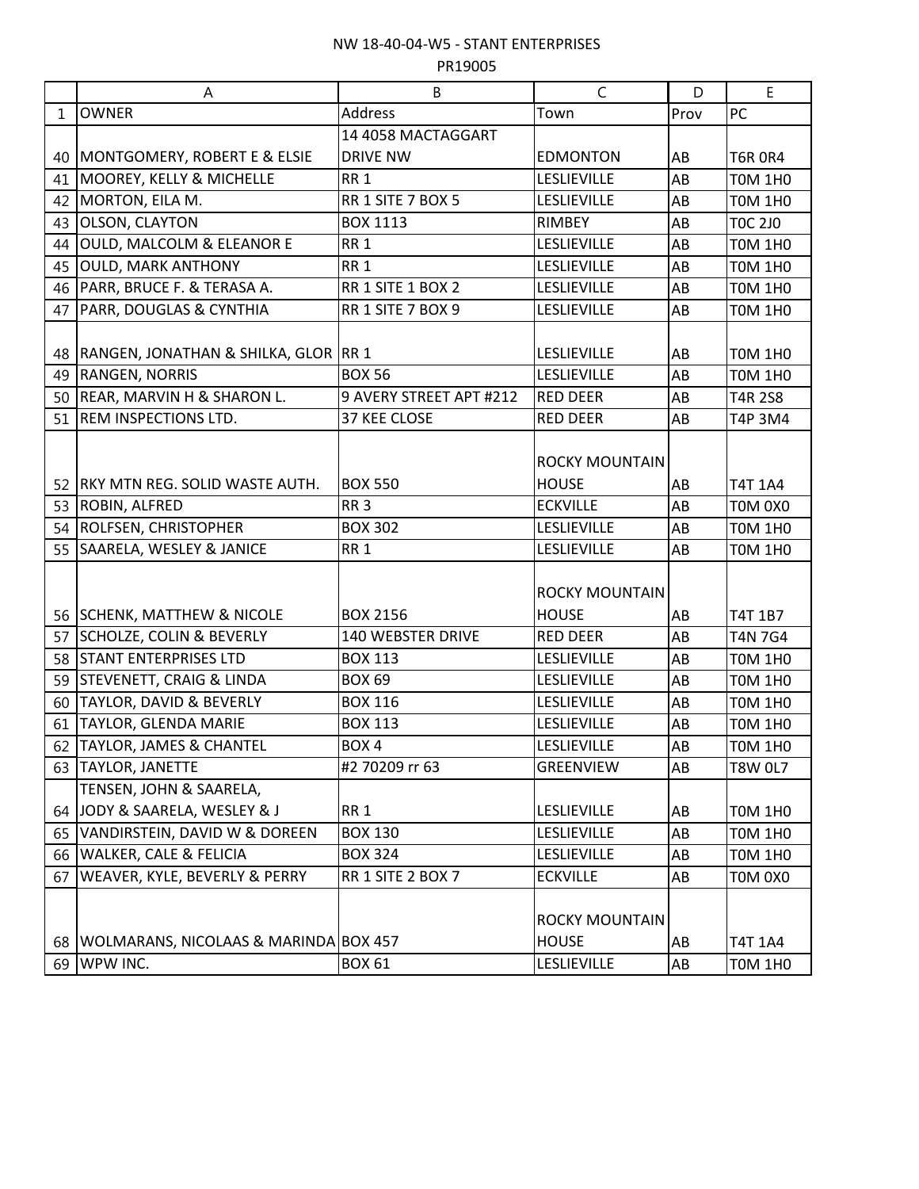NW 18-40-04-W5 - STANT ENTERPRISES

PR19005

| | A | B | C | D | E |
|---|---|---|---|---|---|
| 1 | OWNER | Address | Town | Prov | PC |
| 40 | MONTGOMERY, ROBERT E & ELSIE | 14 4058 MACTAGGART DRIVE NW | EDMONTON | AB | T6R 0R4 |
| 41 | MOOREY, KELLY & MICHELLE | RR 1 | LESLIEVILLE | AB | T0M 1H0 |
| 42 | MORTON, EILA M. | RR 1 SITE 7 BOX 5 | LESLIEVILLE | AB | T0M 1H0 |
| 43 | OLSON, CLAYTON | BOX 1113 | RIMBEY | AB | T0C 2J0 |
| 44 | OULD, MALCOLM & ELEANOR E | RR 1 | LESLIEVILLE | AB | T0M 1H0 |
| 45 | OULD, MARK ANTHONY | RR 1 | LESLIEVILLE | AB | T0M 1H0 |
| 46 | PARR, BRUCE F. & TERASA A. | RR 1 SITE 1 BOX 2 | LESLIEVILLE | AB | T0M 1H0 |
| 47 | PARR, DOUGLAS & CYNTHIA | RR 1 SITE 7 BOX 9 | LESLIEVILLE | AB | T0M 1H0 |
| 48 | RANGEN, JONATHAN & SHILKA, GLOR | RR 1 | LESLIEVILLE | AB | T0M 1H0 |
| 49 | RANGEN, NORRIS | BOX 56 | LESLIEVILLE | AB | T0M 1H0 |
| 50 | REAR, MARVIN H & SHARON L. | 9 AVERY STREET APT #212 | RED DEER | AB | T4R 2S8 |
| 51 | REM INSPECTIONS LTD. | 37 KEE CLOSE | RED DEER | AB | T4P 3M4 |
| 52 | RKY MTN REG. SOLID WASTE AUTH. | BOX 550 | ROCKY MOUNTAIN HOUSE | AB | T4T 1A4 |
| 53 | ROBIN, ALFRED | RR 3 | ECKVILLE | AB | T0M 0X0 |
| 54 | ROLFSEN, CHRISTOPHER | BOX 302 | LESLIEVILLE | AB | T0M 1H0 |
| 55 | SAARELA, WESLEY & JANICE | RR 1 | LESLIEVILLE | AB | T0M 1H0 |
| 56 | SCHENK, MATTHEW & NICOLE | BOX 2156 | ROCKY MOUNTAIN HOUSE | AB | T4T 1B7 |
| 57 | SCHOLZE, COLIN & BEVERLY | 140 WEBSTER DRIVE | RED DEER | AB | T4N 7G4 |
| 58 | STANT ENTERPRISES LTD | BOX 113 | LESLIEVILLE | AB | T0M 1H0 |
| 59 | STEVENETT, CRAIG & LINDA | BOX 69 | LESLIEVILLE | AB | T0M 1H0 |
| 60 | TAYLOR, DAVID & BEVERLY | BOX 116 | LESLIEVILLE | AB | T0M 1H0 |
| 61 | TAYLOR, GLENDA MARIE | BOX 113 | LESLIEVILLE | AB | T0M 1H0 |
| 62 | TAYLOR, JAMES & CHANTEL | BOX 4 | LESLIEVILLE | AB | T0M 1H0 |
| 63 | TAYLOR, JANETTE | #2 70209 rr 63 | GREENVIEW | AB | T8W 0L7 |
| 64 | TENSEN, JOHN & SAARELA, JODY & SAARELA, WESLEY & J | RR 1 | LESLIEVILLE | AB | T0M 1H0 |
| 65 | VANDIRSTEIN, DAVID W & DOREEN | BOX 130 | LESLIEVILLE | AB | T0M 1H0 |
| 66 | WALKER, CALE & FELICIA | BOX 324 | LESLIEVILLE | AB | T0M 1H0 |
| 67 | WEAVER, KYLE, BEVERLY & PERRY | RR 1 SITE 2 BOX 7 | ECKVILLE | AB | T0M 0X0 |
| 68 | WOLMARANS, NICOLAAS & MARINDA | BOX 457 | ROCKY MOUNTAIN HOUSE | AB | T4T 1A4 |
| 69 | WPW INC. | BOX 61 | LESLIEVILLE | AB | T0M 1H0 |